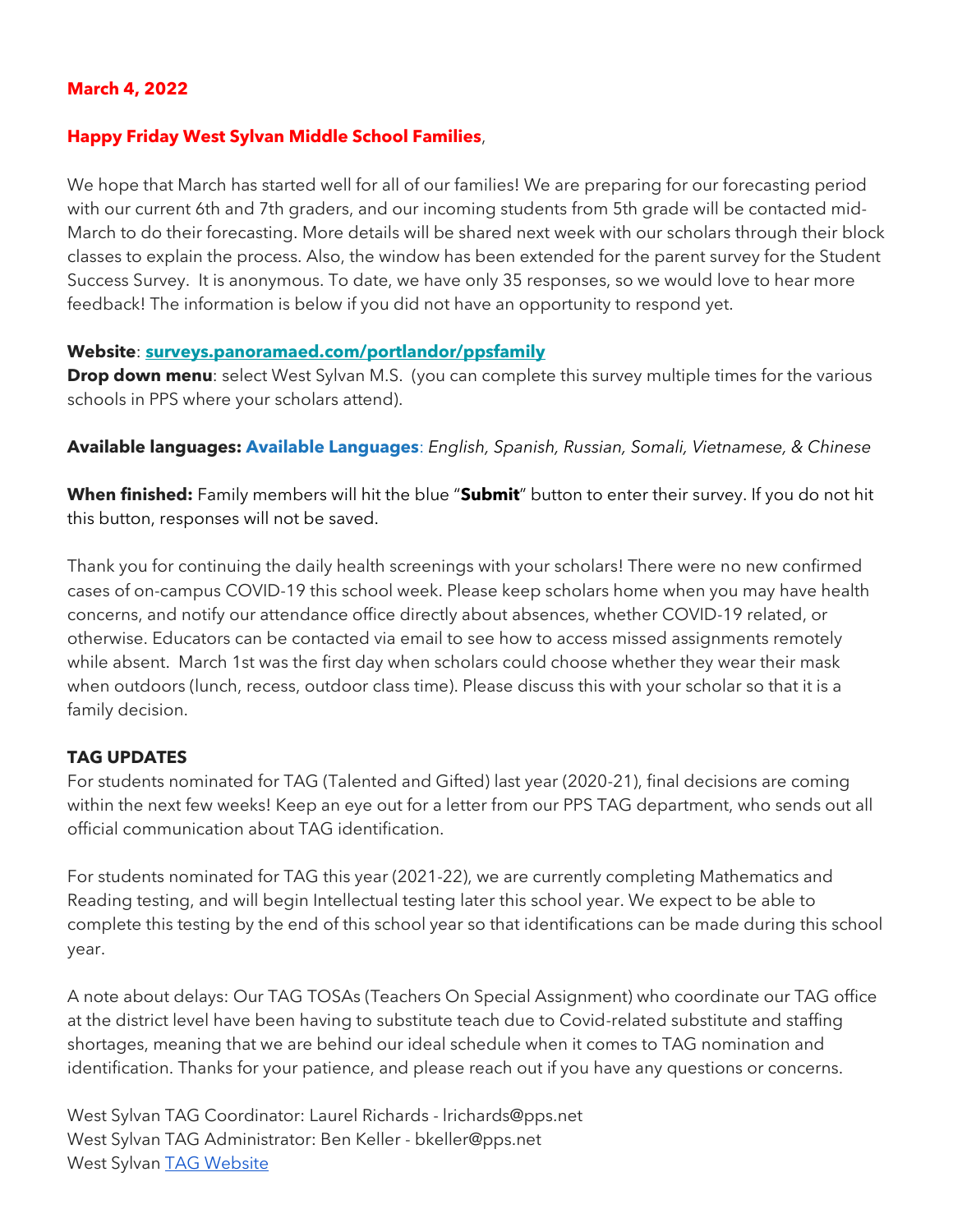**March 4, 2022**

**Happy Friday West Sylvan Middle School Families**,

We hope that March has started well for all of our families! We are preparing for our forecasting period with our current 6th and 7th graders, and our incoming students from 5th grade will be contacted mid-March to do their forecasting. More details will be shared next week with our scholars through their block classes to explain the process. Also, the window has been extended for the parent survey for the Student Success Survey. It is anonymous. To date, we have only 35 responses, so we would love to hear more feedback! The information is below if you did not have an opportunity to respond yet.

**Website**: **surveys.panoramaed.com/portlandor/ppsfamily**
**Drop down menu**: select West Sylvan M.S. (you can complete this survey multiple times for the various schools in PPS where your scholars attend).

**Available languages: Available Languages**: *English, Spanish, Russian, Somali, Vietnamese, & Chinese*

**When finished:** Family members will hit the blue "**Submit**" button to enter their survey. If you do not hit this button, responses will not be saved.

Thank you for continuing the daily health screenings with your scholars! There were no new confirmed cases of on-campus COVID-19 this school week. Please keep scholars home when you may have health concerns, and notify our attendance office directly about absences, whether COVID-19 related, or otherwise. Educators can be contacted via email to see how to access missed assignments remotely while absent. March 1st was the first day when scholars could choose whether they wear their mask when outdoors (lunch, recess, outdoor class time). Please discuss this with your scholar so that it is a family decision.

**TAG UPDATES**

For students nominated for TAG (Talented and Gifted) last year (2020-21), final decisions are coming within the next few weeks! Keep an eye out for a letter from our PPS TAG department, who sends out all official communication about TAG identification.

For students nominated for TAG this year (2021-22), we are currently completing Mathematics and Reading testing, and will begin Intellectual testing later this school year. We expect to be able to complete this testing by the end of this school year so that identifications can be made during this school year.

A note about delays: Our TAG TOSAs (Teachers On Special Assignment) who coordinate our TAG office at the district level have been having to substitute teach due to Covid-related substitute and staffing shortages, meaning that we are behind our ideal schedule when it comes to TAG nomination and identification. Thanks for your patience, and please reach out if you have any questions or concerns.

West Sylvan TAG Coordinator: Laurel Richards - lrichards@pps.net
West Sylvan TAG Administrator: Ben Keller - bkeller@pps.net
West Sylvan TAG Website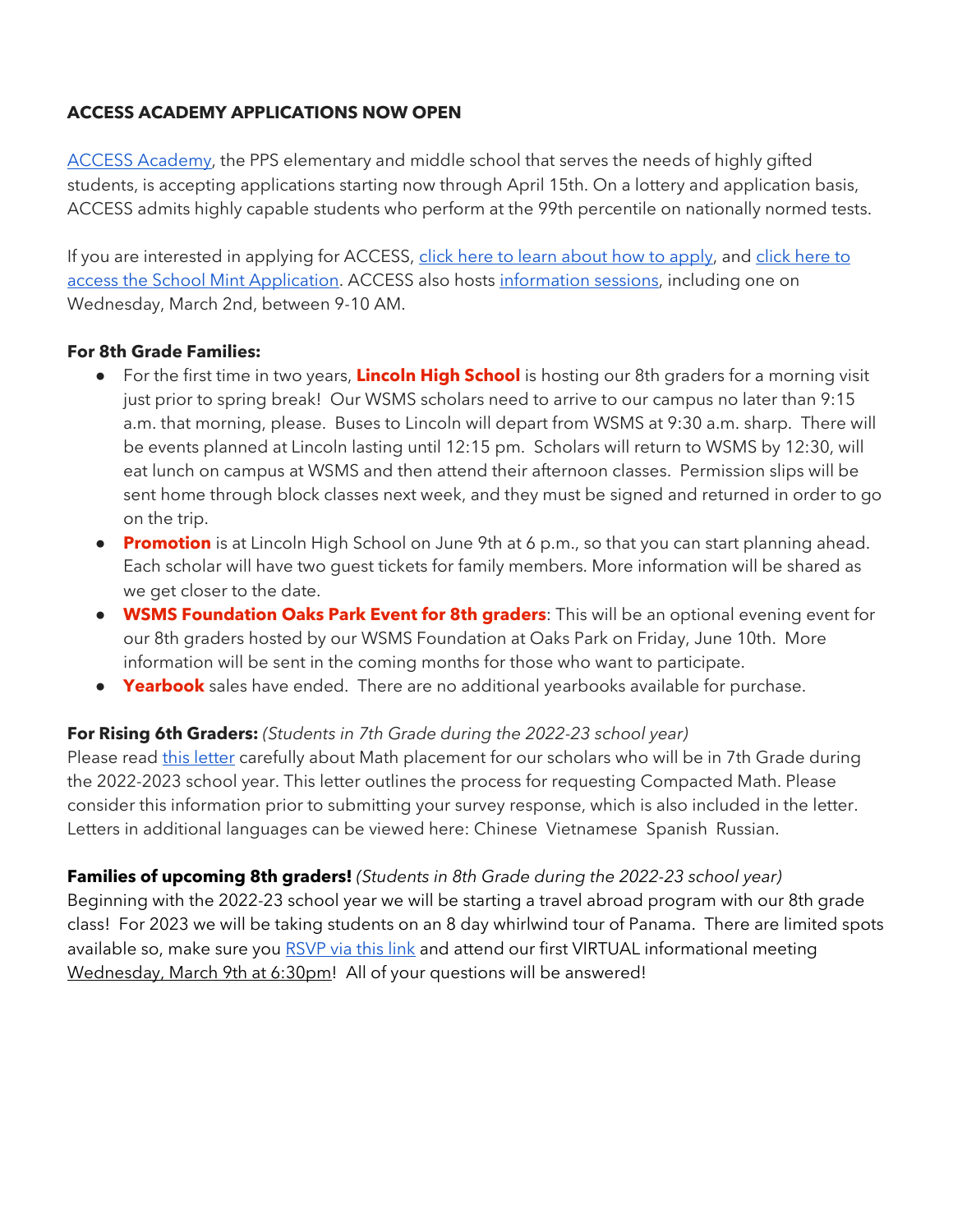**ACCESS ACADEMY APPLICATIONS NOW OPEN**

ACCESS Academy, the PPS elementary and middle school that serves the needs of highly gifted students, is accepting applications starting now through April 15th. On a lottery and application basis, ACCESS admits highly capable students who perform at the 99th percentile on nationally normed tests.

If you are interested in applying for ACCESS, click here to learn about how to apply, and click here to access the School Mint Application. ACCESS also hosts information sessions, including one on Wednesday, March 2nd, between 9-10 AM.

**For 8th Grade Families:**

- For the first time in two years, **Lincoln High School** is hosting our 8th graders for a morning visit just prior to spring break! Our WSMS scholars need to arrive to our campus no later than 9:15 a.m. that morning, please. Buses to Lincoln will depart from WSMS at 9:30 a.m. sharp. There will be events planned at Lincoln lasting until 12:15 pm. Scholars will return to WSMS by 12:30, will eat lunch on campus at WSMS and then attend their afternoon classes. Permission slips will be sent home through block classes next week, and they must be signed and returned in order to go on the trip.
- **Promotion** is at Lincoln High School on June 9th at 6 p.m., so that you can start planning ahead. Each scholar will have two guest tickets for family members. More information will be shared as we get closer to the date.
- **WSMS Foundation Oaks Park Event for 8th graders**: This will be an optional evening event for our 8th graders hosted by our WSMS Foundation at Oaks Park on Friday, June 10th. More information will be sent in the coming months for those who want to participate.
- **Yearbook** sales have ended. There are no additional yearbooks available for purchase.

**For Rising 6th Graders:** *(Students in 7th Grade during the 2022-23 school year)*
Please read this letter carefully about Math placement for our scholars who will be in 7th Grade during the 2022-2023 school year. This letter outlines the process for requesting Compacted Math. Please consider this information prior to submitting your survey response, which is also included in the letter. Letters in additional languages can be viewed here: Chinese Vietnamese Spanish Russian.

**Families of upcoming 8th graders!** *(Students in 8th Grade during the 2022-23 school year)*
Beginning with the 2022-23 school year we will be starting a travel abroad program with our 8th grade class! For 2023 we will be taking students on an 8 day whirlwind tour of Panama. There are limited spots available so, make sure you RSVP via this link and attend our first VIRTUAL informational meeting Wednesday, March 9th at 6:30pm! All of your questions will be answered!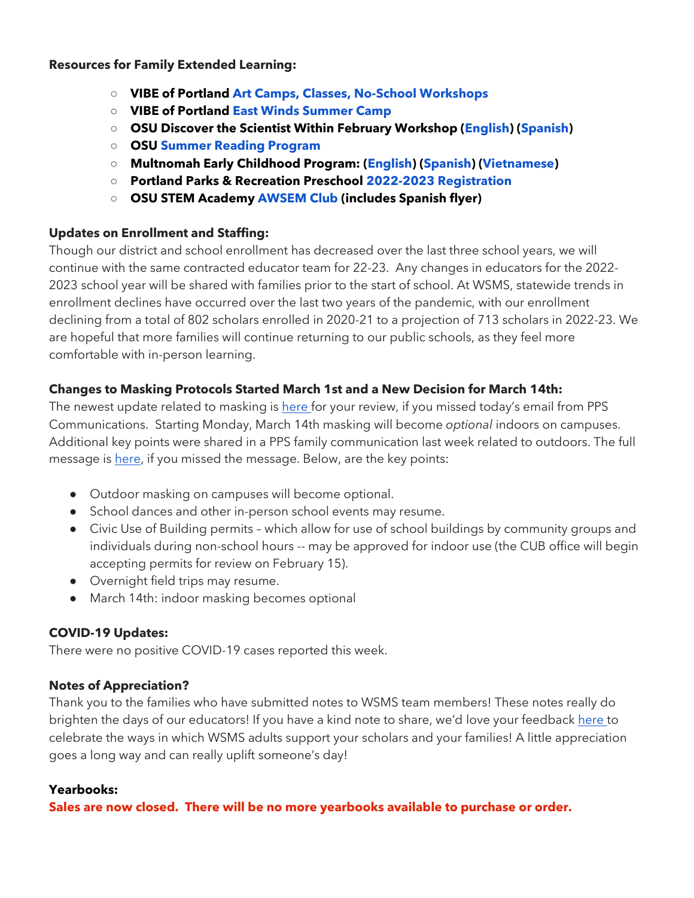**Resources for Family Extended Learning:**

- **VIBE of Portland Art Camps, Classes, No-School Workshops**
- **VIBE of Portland East Winds Summer Camp**
- **OSU Discover the Scientist Within February Workshop (English) (Spanish)**
- **OSU Summer Reading Program**
- **Multnomah Early Childhood Program: (English) (Spanish) (Vietnamese)**
- **Portland Parks & Recreation Preschool 2022-2023 Registration**
- **OSU STEM Academy AWSEM Club (includes Spanish flyer)**

**Updates on Enrollment and Staffing:**

Though our district and school enrollment has decreased over the last three school years, we will continue with the same contracted educator team for 22-23. Any changes in educators for the 2022-2023 school year will be shared with families prior to the start of school. At WSMS, statewide trends in enrollment declines have occurred over the last two years of the pandemic, with our enrollment declining from a total of 802 scholars enrolled in 2020-21 to a projection of 713 scholars in 2022-23. We are hopeful that more families will continue returning to our public schools, as they feel more comfortable with in-person learning.

**Changes to Masking Protocols Started March 1st and a New Decision for March 14th:**

The newest update related to masking is here for your review, if you missed today's email from PPS Communications. Starting Monday, March 14th masking will become *optional* indoors on campuses. Additional key points were shared in a PPS family communication last week related to outdoors. The full message is here, if you missed the message. Below, are the key points:

- Outdoor masking on campuses will become optional.
- School dances and other in-person school events may resume.
- Civic Use of Building permits – which allow for use of school buildings by community groups and individuals during non-school hours -- may be approved for indoor use (the CUB office will begin accepting permits for review on February 15).
- Overnight field trips may resume.
- March 14th: indoor masking becomes optional

**COVID-19 Updates:**

There were no positive COVID-19 cases reported this week.

**Notes of Appreciation?**

Thank you to the families who have submitted notes to WSMS team members! These notes really do brighten the days of our educators! If you have a kind note to share, we'd love your feedback here to celebrate the ways in which WSMS adults support your scholars and your families! A little appreciation goes a long way and can really uplift someone's day!

**Yearbooks:**

**Sales are now closed. There will be no more yearbooks available to purchase or order.**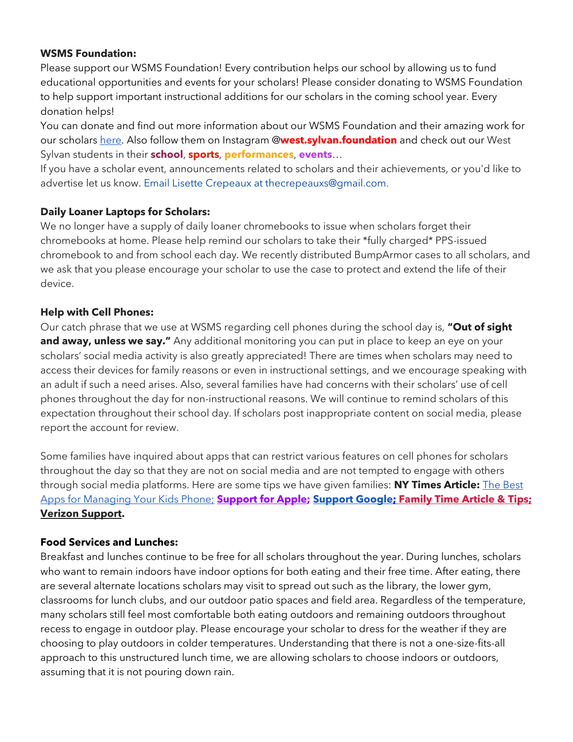**WSMS Foundation:**

Please support our WSMS Foundation! Every contribution helps our school by allowing us to fund educational opportunities and events for your scholars! Please consider donating to WSMS Foundation to help support important instructional additions for our scholars in the coming school year. Every donation helps!

You can donate and find out more information about our WSMS Foundation and their amazing work for our scholars here. Also follow them on Instagram **@west.sylvan.foundation** and check out our West Sylvan students in their **school**, **sports**, **performances**, **events**…

If you have a scholar event, announcements related to scholars and their achievements, or you'd like to advertise let us know. Email Lisette Crepeaux at thecrepeauxs@gmail.com.

**Daily Loaner Laptops for Scholars:**

We no longer have a supply of daily loaner chromebooks to issue when scholars forget their chromebooks at home. Please help remind our scholars to take their *fully charged* PPS-issued chromebook to and from school each day. We recently distributed BumpArmor cases to all scholars, and we ask that you please encourage your scholar to use the case to protect and extend the life of their device.

**Help with Cell Phones:**

Our catch phrase that we use at WSMS regarding cell phones during the school day is, **"Out of sight and away, unless we say."** Any additional monitoring you can put in place to keep an eye on your scholars' social media activity is also greatly appreciated! There are times when scholars may need to access their devices for family reasons or even in instructional settings, and we encourage speaking with an adult if such a need arises. Also, several families have had concerns with their scholars' use of cell phones throughout the day for non-instructional reasons. We will continue to remind scholars of this expectation throughout their school day. If scholars post inappropriate content on social media, please report the account for review.

Some families have inquired about apps that can restrict various features on cell phones for scholars throughout the day so that they are not on social media and are not tempted to engage with others through social media platforms. Here are some tips we have given families: **NY Times Article:** The Best Apps for Managing Your Kids Phone; **Support for Apple; Support Google; Family Time Article & Tips; Verizon Support.**

**Food Services and Lunches:**

Breakfast and lunches continue to be free for all scholars throughout the year. During lunches, scholars who want to remain indoors have indoor options for both eating and their free time. After eating, there are several alternate locations scholars may visit to spread out such as the library, the lower gym, classrooms for lunch clubs, and our outdoor patio spaces and field area. Regardless of the temperature, many scholars still feel most comfortable both eating outdoors and remaining outdoors throughout recess to engage in outdoor play. Please encourage your scholar to dress for the weather if they are choosing to play outdoors in colder temperatures. Understanding that there is not a one-size-fits-all approach to this unstructured lunch time, we are allowing scholars to choose indoors or outdoors, assuming that it is not pouring down rain.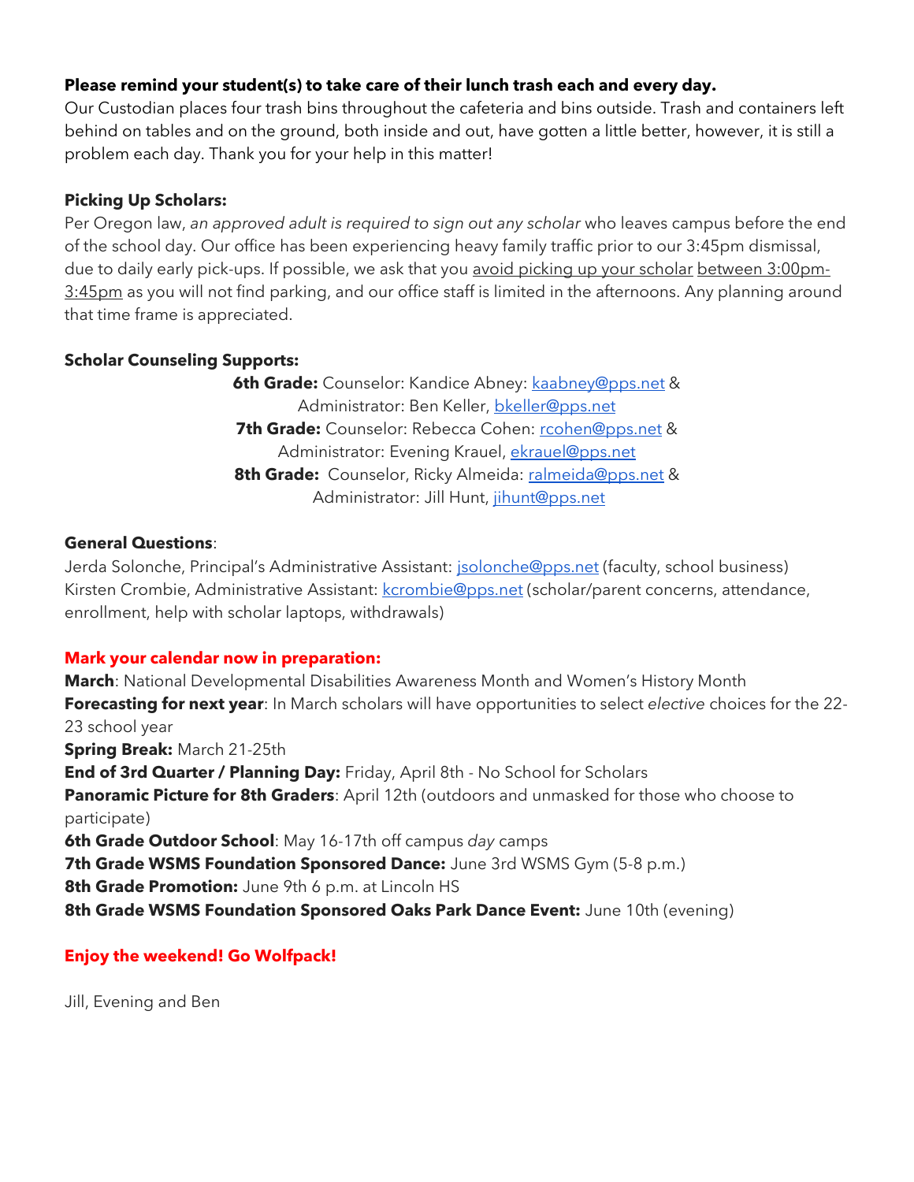**Please remind your student(s) to take care of their lunch trash each and every day.**
Our Custodian places four trash bins throughout the cafeteria and bins outside. Trash and containers left behind on tables and on the ground, both inside and out, have gotten a little better, however, it is still a problem each day. Thank you for your help in this matter!

**Picking Up Scholars:**
Per Oregon law, *an approved adult is required to sign out any scholar* who leaves campus before the end of the school day. Our office has been experiencing heavy family traffic prior to our 3:45pm dismissal, due to daily early pick-ups. If possible, we ask that you avoid picking up your scholar between 3:00pm-3:45pm as you will not find parking, and our office staff is limited in the afternoons. Any planning around that time frame is appreciated.

**Scholar Counseling Supports:**

**6th Grade:** Counselor: Kandice Abney: kaabney@pps.net & Administrator: Ben Keller, bkeller@pps.net
**7th Grade:** Counselor: Rebecca Cohen: rcohen@pps.net & Administrator: Evening Krauel, ekrauel@pps.net
**8th Grade:** Counselor, Ricky Almeida: ralmeida@pps.net & Administrator: Jill Hunt, jihunt@pps.net

**General Questions**:
Jerda Solonche, Principal's Administrative Assistant: jsolonche@pps.net (faculty, school business)
Kirsten Crombie, Administrative Assistant: kcrombie@pps.net (scholar/parent concerns, attendance, enrollment, help with scholar laptops, withdrawals)

**Mark your calendar now in preparation:**
**March**: National Developmental Disabilities Awareness Month and Women's History Month
**Forecasting for next year**: In March scholars will have opportunities to select *elective* choices for the 22-23 school year
**Spring Break:** March 21-25th
**End of 3rd Quarter / Planning Day:** Friday, April 8th - No School for Scholars
**Panoramic Picture for 8th Graders**: April 12th (outdoors and unmasked for those who choose to participate)
**6th Grade Outdoor School**: May 16-17th off campus *day* camps
**7th Grade WSMS Foundation Sponsored Dance:** June 3rd WSMS Gym (5-8 p.m.)
**8th Grade Promotion:** June 9th 6 p.m. at Lincoln HS
**8th Grade WSMS Foundation Sponsored Oaks Park Dance Event:** June 10th (evening)

**Enjoy the weekend! Go Wolfpack!**

Jill, Evening and Ben